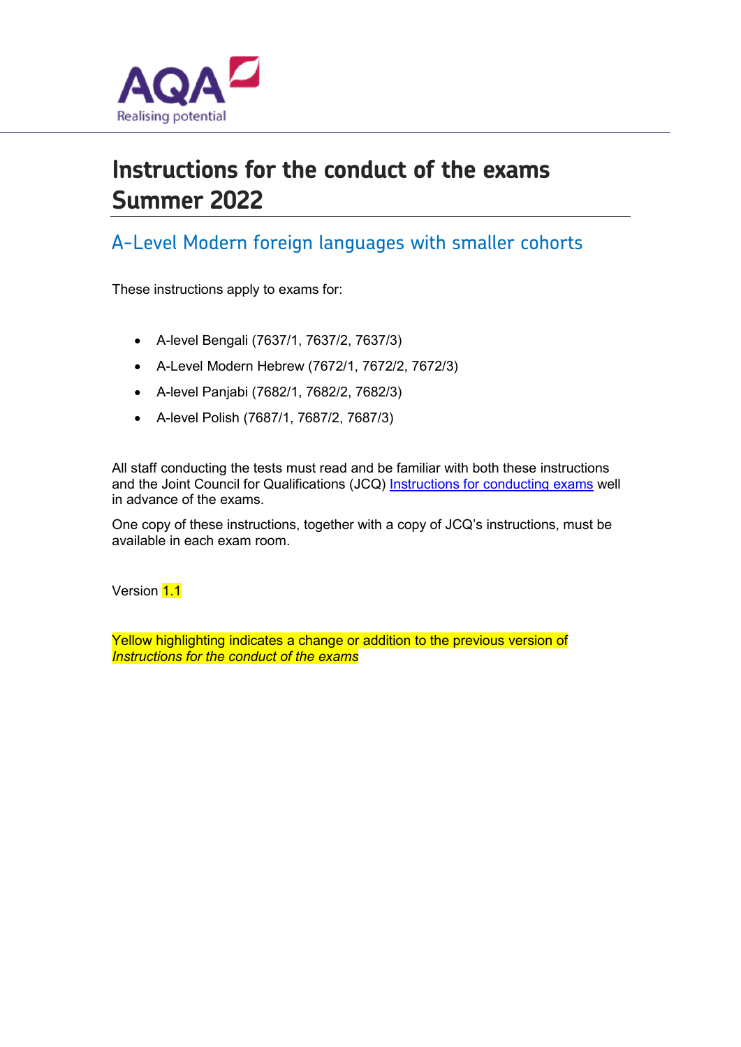# Instructions for the conduct of the exams Summer 2022

## A-Level Modern foreign languages with smaller cohorts

These instructions apply to exams for:

- A-level Bengali (7637/1, 7637/2, 7637/3)
- A-Level Modern Hebrew (7672/1, 7672/2, 7672/3)
- A-level Panjabi (7682/1, 7682/2, 7682/3)
- A-level Polish (7687/1, 7687/2, 7687/3)

All staff conducting the tests must read and be familiar with both these instructions and the Joint Council for Qualifications (JCQ) Instructions for conducting exams well in advance of the exams.

One copy of these instructions, together with a copy of JCQ's instructions, must be available in each exam room.

Version 1.1

Yellow highlighting indicates a change or addition to the previous version of *Instructions for the conduct of the exams*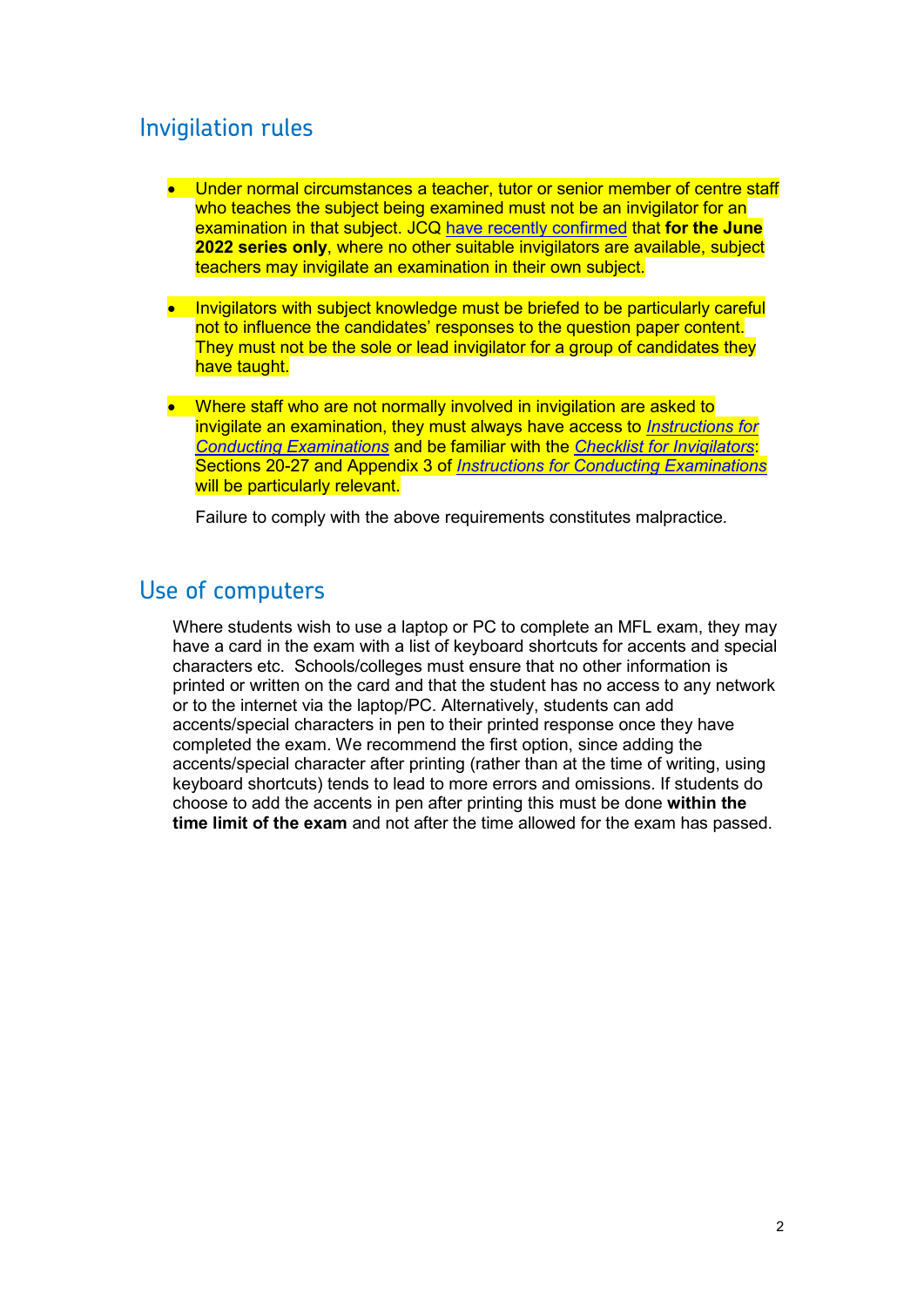## Invigilation rules

- Under normal circumstances a teacher, tutor or senior member of centre staff who teaches the subject being examined must not be an invigilator for an examination in that subject. JCQ have recently confirmed that **for the June 2022 series only**, where no other suitable invigilators are available, subject teachers may invigilate an examination in their own subject.

- Invigilators with subject knowledge must be briefed to be particularly careful not to influence the candidates' responses to the question paper content. They must not be the sole or lead invigilator for a group of candidates they have taught.

- Where staff who are not normally involved in invigilation are asked to invigilate an examination, they must always have access to *Instructions for Conducting Examinations* and be familiar with the *Checklist for Invigilators*: Sections 20-27 and Appendix 3 of *Instructions for Conducting Examinations* will be particularly relevant.

  Failure to comply with the above requirements constitutes malpractice.

## Use of computers

Where students wish to use a laptop or PC to complete an MFL exam, they may have a card in the exam with a list of keyboard shortcuts for accents and special characters etc. Schools/colleges must ensure that no other information is printed or written on the card and that the student has no access to any network or to the internet via the laptop/PC. Alternatively, students can add accents/special characters in pen to their printed response once they have completed the exam. We recommend the first option, since adding the accents/special character after printing (rather than at the time of writing, using keyboard shortcuts) tends to lead to more errors and omissions. If students do choose to add the accents in pen after printing this must be done **within the time limit of the exam** and not after the time allowed for the exam has passed.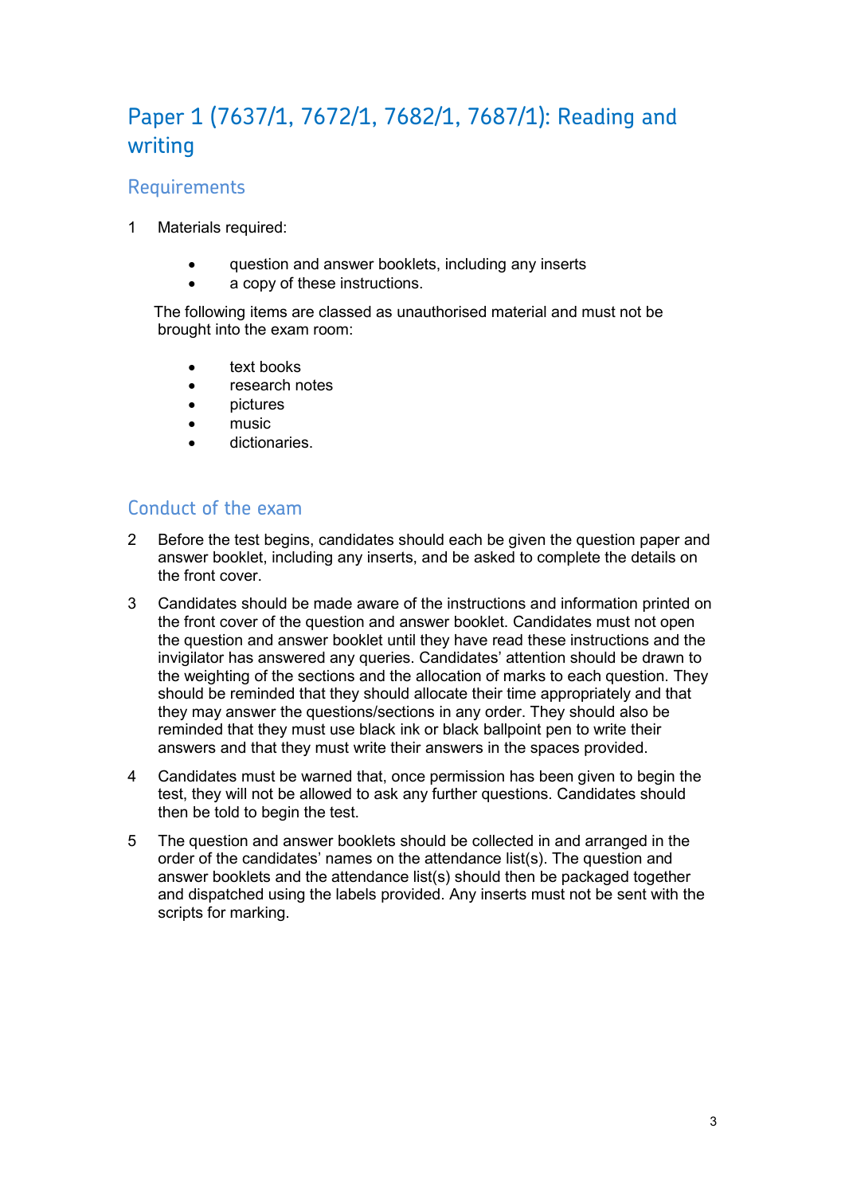# Paper 1 (7637/1, 7672/1, 7682/1, 7687/1): Reading and writing

## Requirements

1 Materials required:

- question and answer booklets, including any inserts
- a copy of these instructions.

The following items are classed as unauthorised material and must not be brought into the exam room:

- text books
- research notes
- pictures
- music
- dictionaries.

## Conduct of the exam

2 Before the test begins, candidates should each be given the question paper and answer booklet, including any inserts, and be asked to complete the details on the front cover.

3 Candidates should be made aware of the instructions and information printed on the front cover of the question and answer booklet. Candidates must not open the question and answer booklet until they have read these instructions and the invigilator has answered any queries. Candidates' attention should be drawn to the weighting of the sections and the allocation of marks to each question. They should be reminded that they should allocate their time appropriately and that they may answer the questions/sections in any order. They should also be reminded that they must use black ink or black ballpoint pen to write their answers and that they must write their answers in the spaces provided.

4 Candidates must be warned that, once permission has been given to begin the test, they will not be allowed to ask any further questions. Candidates should then be told to begin the test.

5 The question and answer booklets should be collected in and arranged in the order of the candidates' names on the attendance list(s). The question and answer booklets and the attendance list(s) should then be packaged together and dispatched using the labels provided. Any inserts must not be sent with the scripts for marking.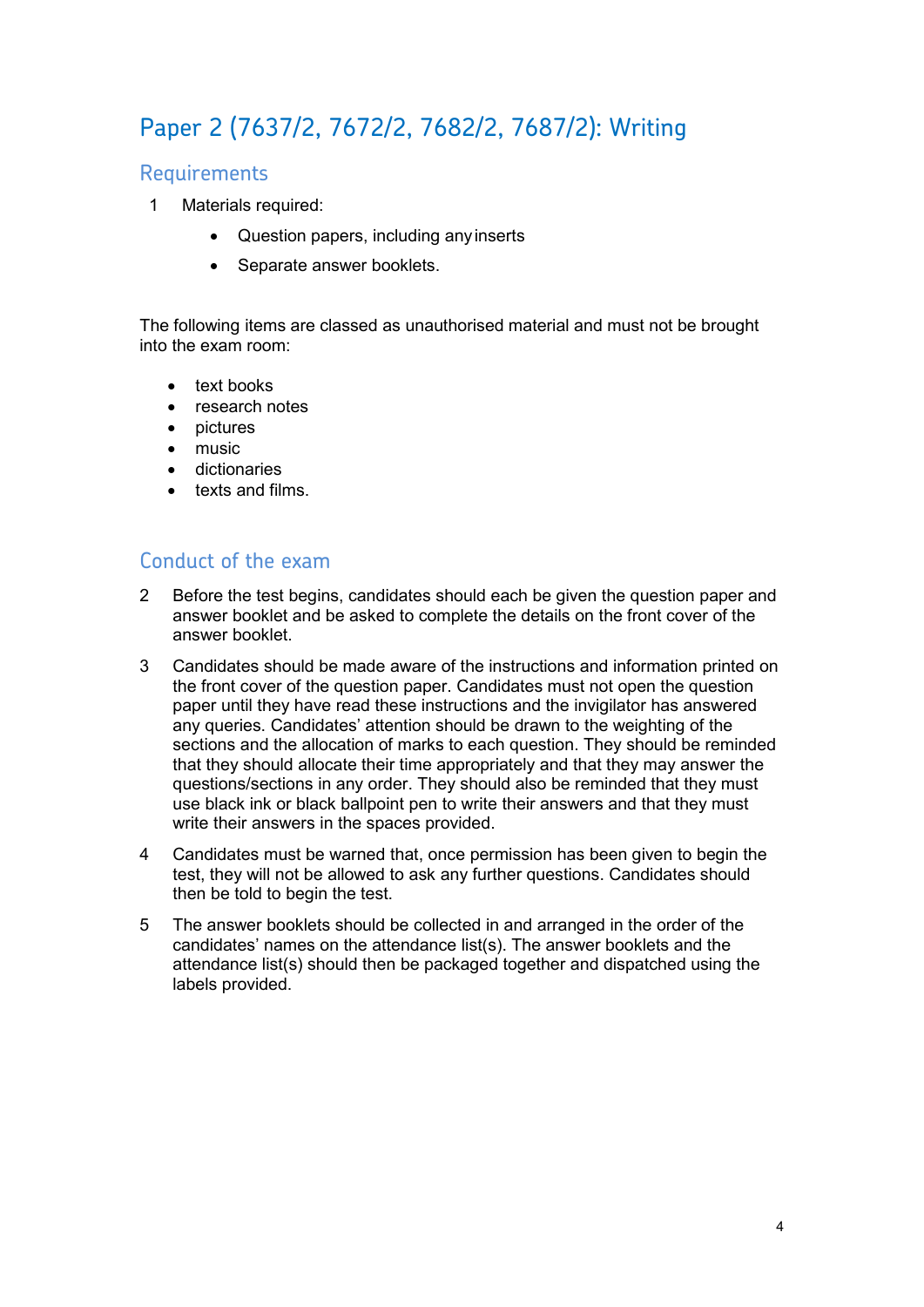## Paper 2 (7637/2, 7672/2, 7682/2, 7687/2): Writing

### Requirements

1. Materials required:
   - Question papers, including any inserts
   - Separate answer booklets.

The following items are classed as unauthorised material and must not be brought into the exam room:

- text books
- research notes
- pictures
- music
- dictionaries
- texts and films.

### Conduct of the exam

2. Before the test begins, candidates should each be given the question paper and answer booklet and be asked to complete the details on the front cover of the answer booklet.

3. Candidates should be made aware of the instructions and information printed on the front cover of the question paper. Candidates must not open the question paper until they have read these instructions and the invigilator has answered any queries. Candidates' attention should be drawn to the weighting of the sections and the allocation of marks to each question. They should be reminded that they should allocate their time appropriately and that they may answer the questions/sections in any order. They should also be reminded that they must use black ink or black ballpoint pen to write their answers and that they must write their answers in the spaces provided.

4. Candidates must be warned that, once permission has been given to begin the test, they will not be allowed to ask any further questions. Candidates should then be told to begin the test.

5. The answer booklets should be collected in and arranged in the order of the candidates' names on the attendance list(s). The answer booklets and the attendance list(s) should then be packaged together and dispatched using the labels provided.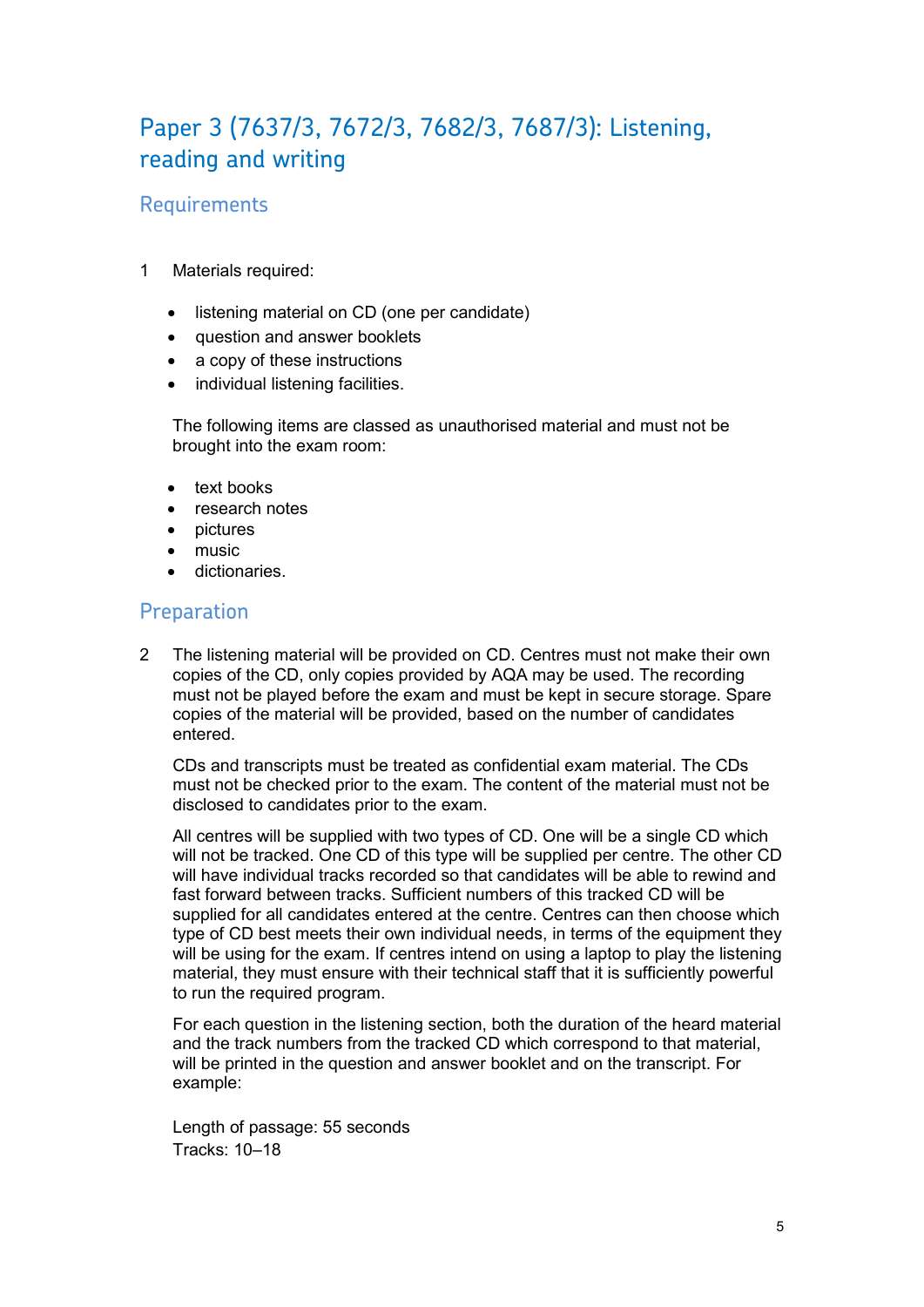## Paper 3 (7637/3, 7672/3, 7682/3, 7687/3): Listening, reading and writing

### Requirements

1 Materials required:

- listening material on CD (one per candidate)
- question and answer booklets
- a copy of these instructions
- individual listening facilities.

The following items are classed as unauthorised material and must not be brought into the exam room:

- text books
- research notes
- pictures
- music
- dictionaries.

### Preparation

2 The listening material will be provided on CD. Centres must not make their own copies of the CD, only copies provided by AQA may be used. The recording must not be played before the exam and must be kept in secure storage. Spare copies of the material will be provided, based on the number of candidates entered.

CDs and transcripts must be treated as confidential exam material. The CDs must not be checked prior to the exam. The content of the material must not be disclosed to candidates prior to the exam.

All centres will be supplied with two types of CD. One will be a single CD which will not be tracked. One CD of this type will be supplied per centre. The other CD will have individual tracks recorded so that candidates will be able to rewind and fast forward between tracks. Sufficient numbers of this tracked CD will be supplied for all candidates entered at the centre. Centres can then choose which type of CD best meets their own individual needs, in terms of the equipment they will be using for the exam. If centres intend on using a laptop to play the listening material, they must ensure with their technical staff that it is sufficiently powerful to run the required program.

For each question in the listening section, both the duration of the heard material and the track numbers from the tracked CD which correspond to that material, will be printed in the question and answer booklet and on the transcript. For example:

Length of passage: 55 seconds
Tracks: 10–18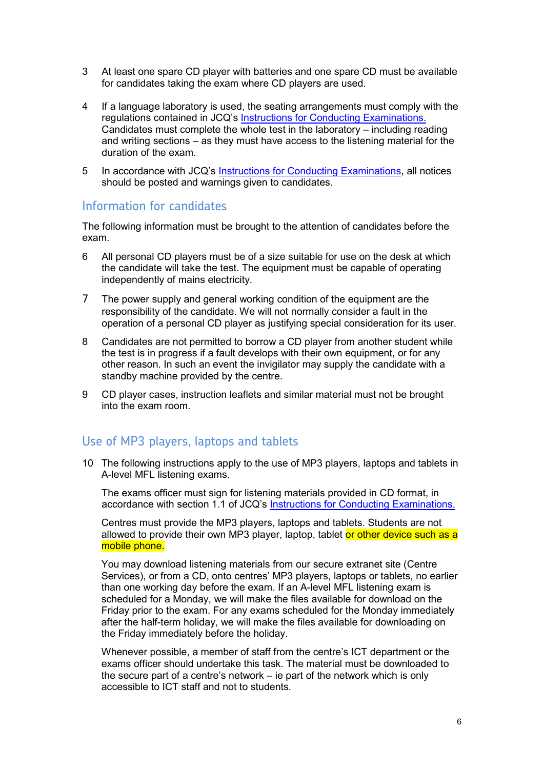3 At least one spare CD player with batteries and one spare CD must be available for candidates taking the exam where CD players are used.

4 If a language laboratory is used, the seating arrangements must comply with the regulations contained in JCQ's [Instructions for Conducting Examinations.](#) Candidates must complete the whole test in the laboratory – including reading and writing sections – as they must have access to the listening material for the duration of the exam.

5 In accordance with JCQ's [Instructions for Conducting Examinations](#), all notices should be posted and warnings given to candidates.

## Information for candidates

The following information must be brought to the attention of candidates before the exam.

6 All personal CD players must be of a size suitable for use on the desk at which the candidate will take the test. The equipment must be capable of operating independently of mains electricity.

7 The power supply and general working condition of the equipment are the responsibility of the candidate. We will not normally consider a fault in the operation of a personal CD player as justifying special consideration for its user.

8 Candidates are not permitted to borrow a CD player from another student while the test is in progress if a fault develops with their own equipment, or for any other reason. In such an event the invigilator may supply the candidate with a standby machine provided by the centre.

9 CD player cases, instruction leaflets and similar material must not be brought into the exam room.

## Use of MP3 players, laptops and tablets

10 The following instructions apply to the use of MP3 players, laptops and tablets in A-level MFL listening exams.

The exams officer must sign for listening materials provided in CD format, in accordance with section 1.1 of JCQ's [Instructions for Conducting Examinations.](#)

Centres must provide the MP3 players, laptops and tablets. Students are not allowed to provide their own MP3 player, laptop, tablet or other device such as a mobile phone.

You may download listening materials from our secure extranet site (Centre Services), or from a CD, onto centres' MP3 players, laptops or tablets, no earlier than one working day before the exam. If an A-level MFL listening exam is scheduled for a Monday, we will make the files available for download on the Friday prior to the exam. For any exams scheduled for the Monday immediately after the half-term holiday, we will make the files available for downloading on the Friday immediately before the holiday.

Whenever possible, a member of staff from the centre's ICT department or the exams officer should undertake this task. The material must be downloaded to the secure part of a centre's network – ie part of the network which is only accessible to ICT staff and not to students.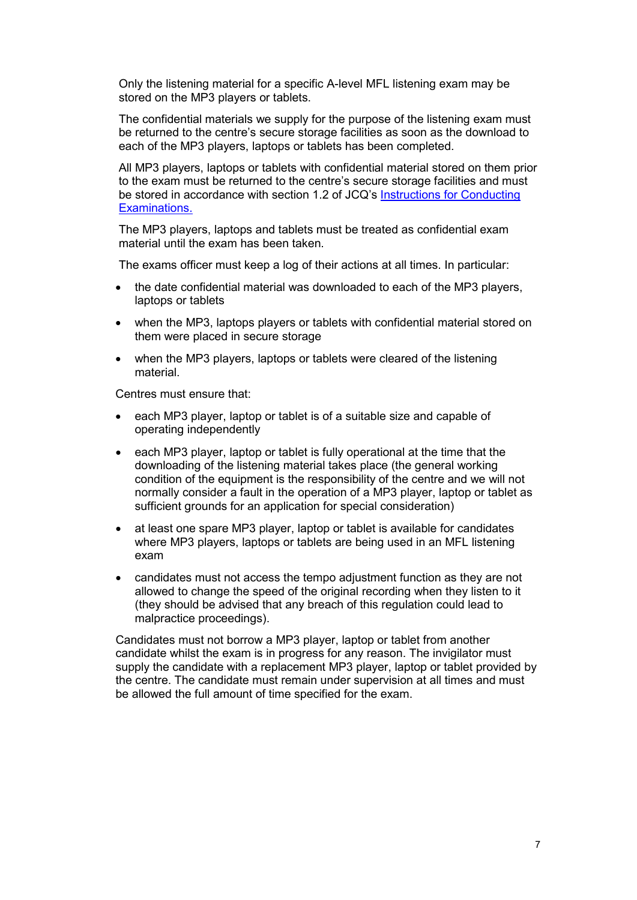Only the listening material for a specific A-level MFL listening exam may be stored on the MP3 players or tablets.

The confidential materials we supply for the purpose of the listening exam must be returned to the centre's secure storage facilities as soon as the download to each of the MP3 players, laptops or tablets has been completed.

All MP3 players, laptops or tablets with confidential material stored on them prior to the exam must be returned to the centre's secure storage facilities and must be stored in accordance with section 1.2 of JCQ's [Instructions for Conducting Examinations.]()

The MP3 players, laptops and tablets must be treated as confidential exam material until the exam has been taken.

The exams officer must keep a log of their actions at all times. In particular:

- the date confidential material was downloaded to each of the MP3 players, laptops or tablets
- when the MP3, laptops players or tablets with confidential material stored on them were placed in secure storage
- when the MP3 players, laptops or tablets were cleared of the listening material.

Centres must ensure that:

- each MP3 player, laptop or tablet is of a suitable size and capable of operating independently
- each MP3 player, laptop or tablet is fully operational at the time that the downloading of the listening material takes place (the general working condition of the equipment is the responsibility of the centre and we will not normally consider a fault in the operation of a MP3 player, laptop or tablet as sufficient grounds for an application for special consideration)
- at least one spare MP3 player, laptop or tablet is available for candidates where MP3 players, laptops or tablets are being used in an MFL listening exam
- candidates must not access the tempo adjustment function as they are not allowed to change the speed of the original recording when they listen to it (they should be advised that any breach of this regulation could lead to malpractice proceedings).

Candidates must not borrow a MP3 player, laptop or tablet from another candidate whilst the exam is in progress for any reason. The invigilator must supply the candidate with a replacement MP3 player, laptop or tablet provided by the centre. The candidate must remain under supervision at all times and must be allowed the full amount of time specified for the exam.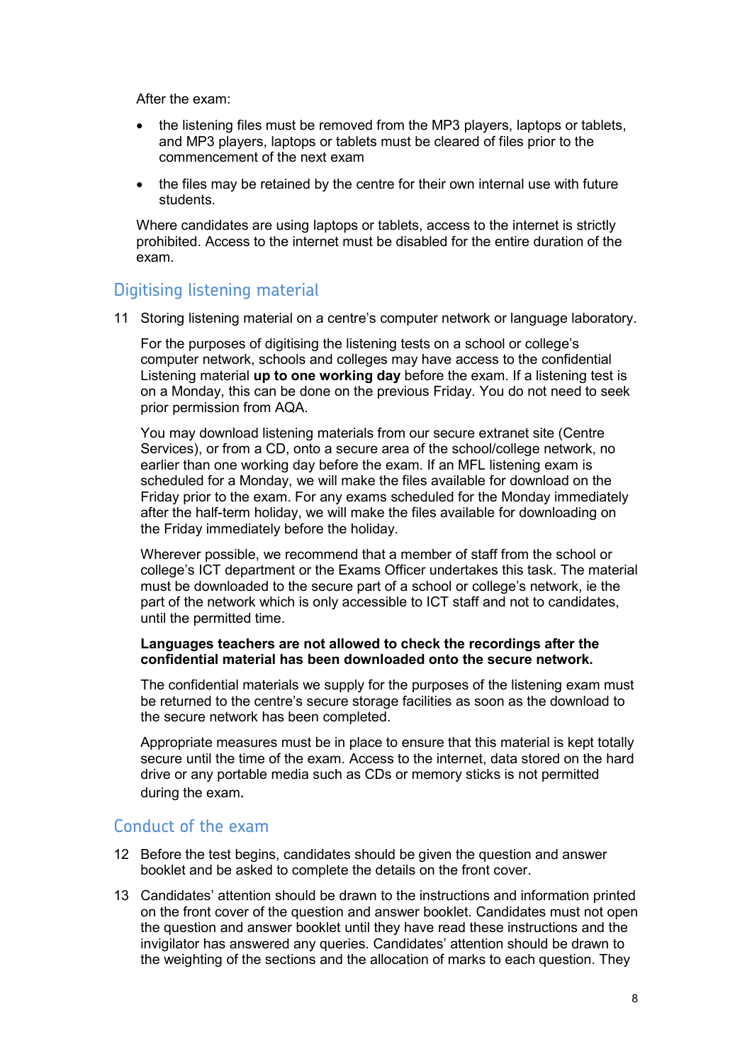After the exam:

- the listening files must be removed from the MP3 players, laptops or tablets, and MP3 players, laptops or tablets must be cleared of files prior to the commencement of the next exam
- the files may be retained by the centre for their own internal use with future students.

Where candidates are using laptops or tablets, access to the internet is strictly prohibited. Access to the internet must be disabled for the entire duration of the exam.

## Digitising listening material

11 Storing listening material on a centre's computer network or language laboratory.

For the purposes of digitising the listening tests on a school or college's computer network, schools and colleges may have access to the confidential Listening material **up to one working day** before the exam. If a listening test is on a Monday, this can be done on the previous Friday. You do not need to seek prior permission from AQA.

You may download listening materials from our secure extranet site (Centre Services), or from a CD, onto a secure area of the school/college network, no earlier than one working day before the exam. If an MFL listening exam is scheduled for a Monday, we will make the files available for download on the Friday prior to the exam. For any exams scheduled for the Monday immediately after the half-term holiday, we will make the files available for downloading on the Friday immediately before the holiday.

Wherever possible, we recommend that a member of staff from the school or college's ICT department or the Exams Officer undertakes this task. The material must be downloaded to the secure part of a school or college's network, ie the part of the network which is only accessible to ICT staff and not to candidates, until the permitted time.

**Languages teachers are not allowed to check the recordings after the confidential material has been downloaded onto the secure network.**

The confidential materials we supply for the purposes of the listening exam must be returned to the centre's secure storage facilities as soon as the download to the secure network has been completed.

Appropriate measures must be in place to ensure that this material is kept totally secure until the time of the exam. Access to the internet, data stored on the hard drive or any portable media such as CDs or memory sticks is not permitted during the exam.

## Conduct of the exam

12 Before the test begins, candidates should be given the question and answer booklet and be asked to complete the details on the front cover.

13 Candidates' attention should be drawn to the instructions and information printed on the front cover of the question and answer booklet. Candidates must not open the question and answer booklet until they have read these instructions and the invigilator has answered any queries. Candidates' attention should be drawn to the weighting of the sections and the allocation of marks to each question. They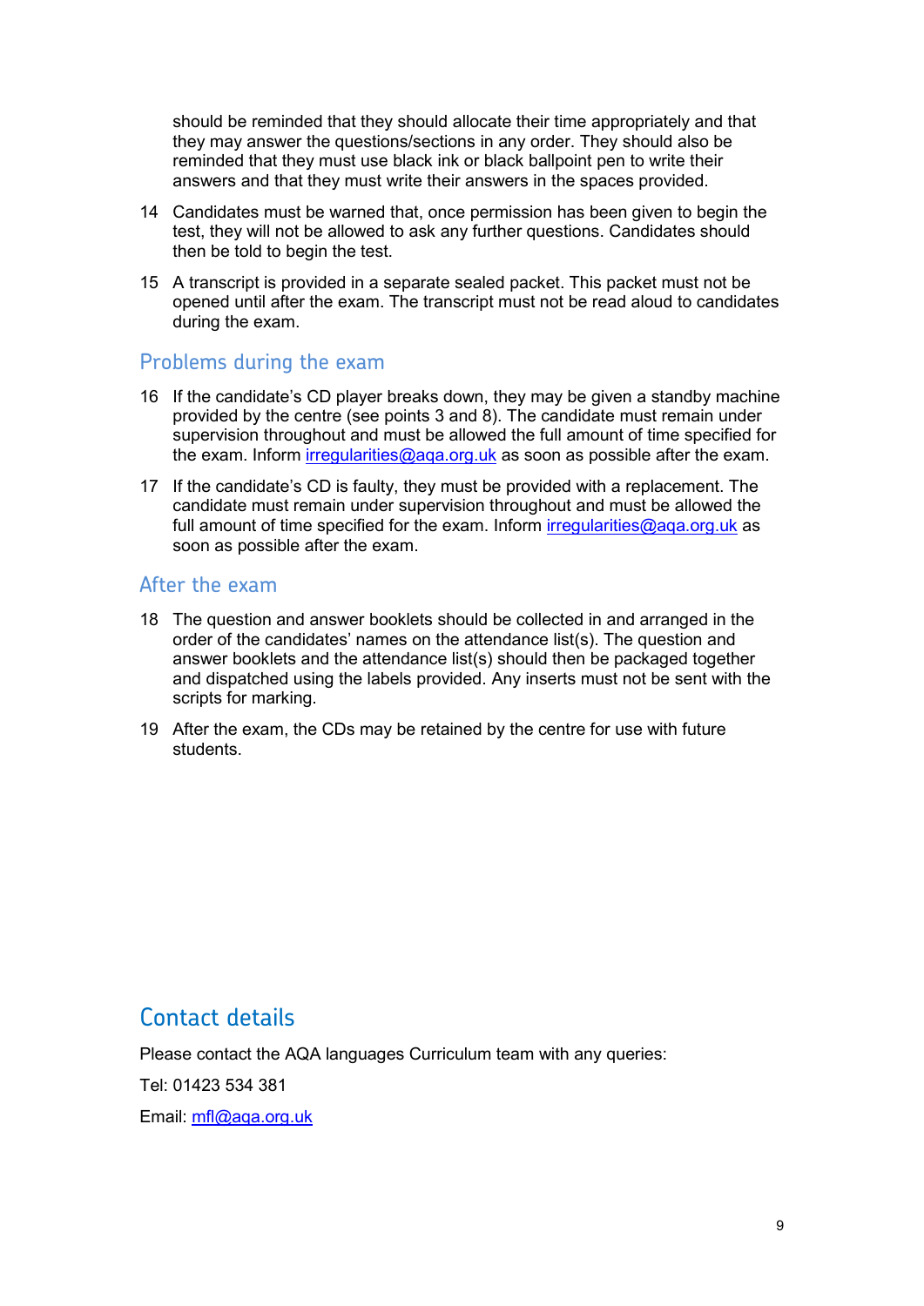should be reminded that they should allocate their time appropriately and that they may answer the questions/sections in any order. They should also be reminded that they must use black ink or black ballpoint pen to write their answers and that they must write their answers in the spaces provided.

14 Candidates must be warned that, once permission has been given to begin the test, they will not be allowed to ask any further questions. Candidates should then be told to begin the test.

15 A transcript is provided in a separate sealed packet. This packet must not be opened until after the exam. The transcript must not be read aloud to candidates during the exam.

## Problems during the exam

16 If the candidate's CD player breaks down, they may be given a standby machine provided by the centre (see points 3 and 8). The candidate must remain under supervision throughout and must be allowed the full amount of time specified for the exam. Inform irregularities@aqa.org.uk as soon as possible after the exam.

17 If the candidate's CD is faulty, they must be provided with a replacement. The candidate must remain under supervision throughout and must be allowed the full amount of time specified for the exam. Inform irregularities@aqa.org.uk as soon as possible after the exam.

## After the exam

18 The question and answer booklets should be collected in and arranged in the order of the candidates' names on the attendance list(s). The question and answer booklets and the attendance list(s) should then be packaged together and dispatched using the labels provided. Any inserts must not be sent with the scripts for marking.

19 After the exam, the CDs may be retained by the centre for use with future students.

# Contact details

Please contact the AQA languages Curriculum team with any queries:

Tel: 01423 534 381

Email: mfl@aqa.org.uk